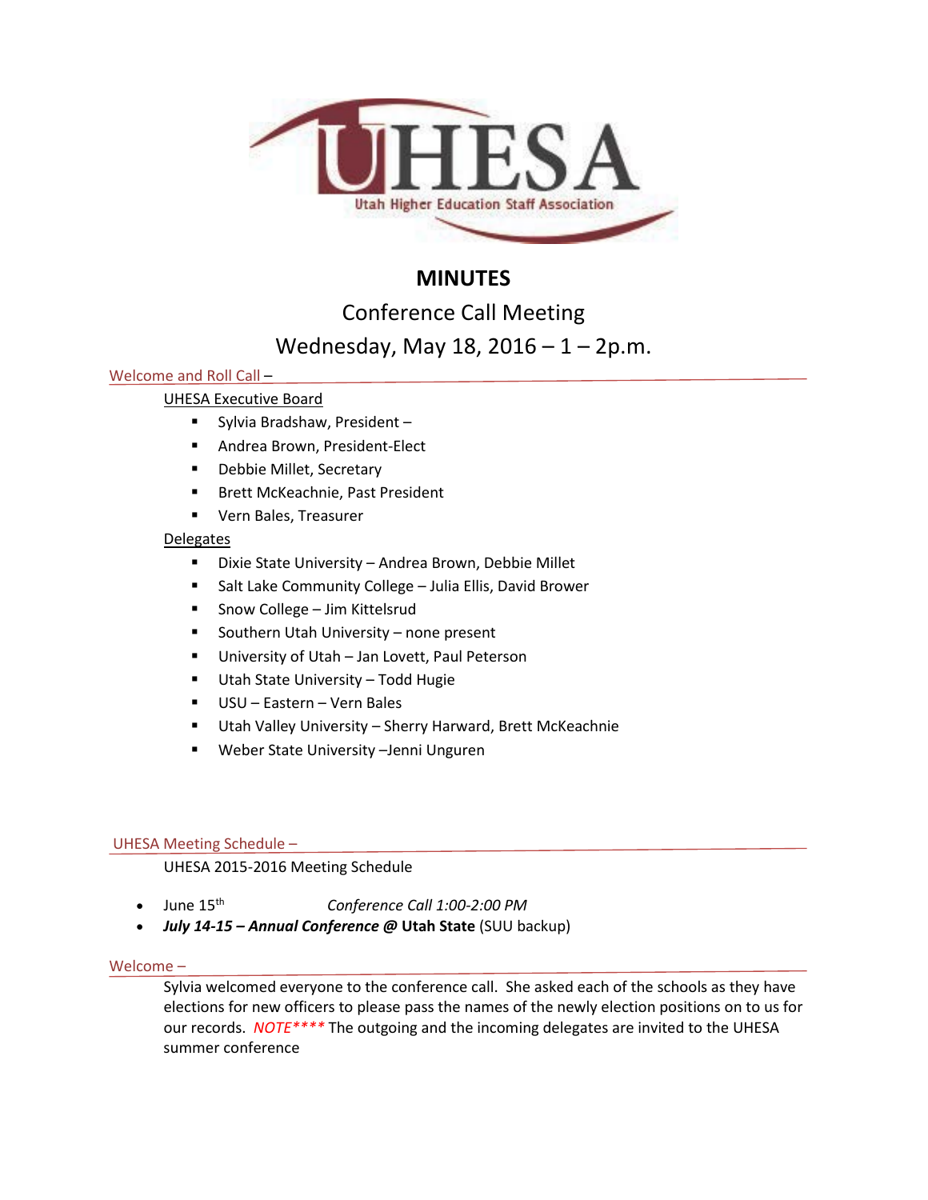UHESA

Utah Higher Education Staff Association

# MINUTES

## Conference Call Meeting

## Wednesday, May 18, 2016 – 1 – 2p.m.

### Welcome and Roll Call –

UHESA Executive Board

- Sylvia Bradshaw, President –
- Andrea Brown, President-Elect
- Debbie Millet, Secretary
- Brett McKeachnie, Past President
- Vern Bales, Treasurer

Delegates

- Dixie State University – Andrea Brown, Debbie Millet
- Salt Lake Community College – Julia Ellis, David Brower
- Snow College – Jim Kittelsrud
- Southern Utah University – none present
- University of Utah – Jan Lovett, Paul Peterson
- Utah State University – Todd Hugie
- USU – Eastern – Vern Bales
- Utah Valley University – Sherry Harward, Brett McKeachnie
- Weber State University –Jenni Unguren

### UHESA Meeting Schedule –

UHESA 2015-2016 Meeting Schedule

- June 15th *Conference Call 1:00-2:00 PM*
- ***July 14-15 – Annual Conference @*** **Utah State** (SUU backup)

### Welcome –

Sylvia welcomed everyone to the conference call. She asked each of the schools as they have elections for new officers to please pass the names of the newly election positions on to us for our records. *NOTE*\*\*\*\* The outgoing and the incoming delegates are invited to the UHESA summer conference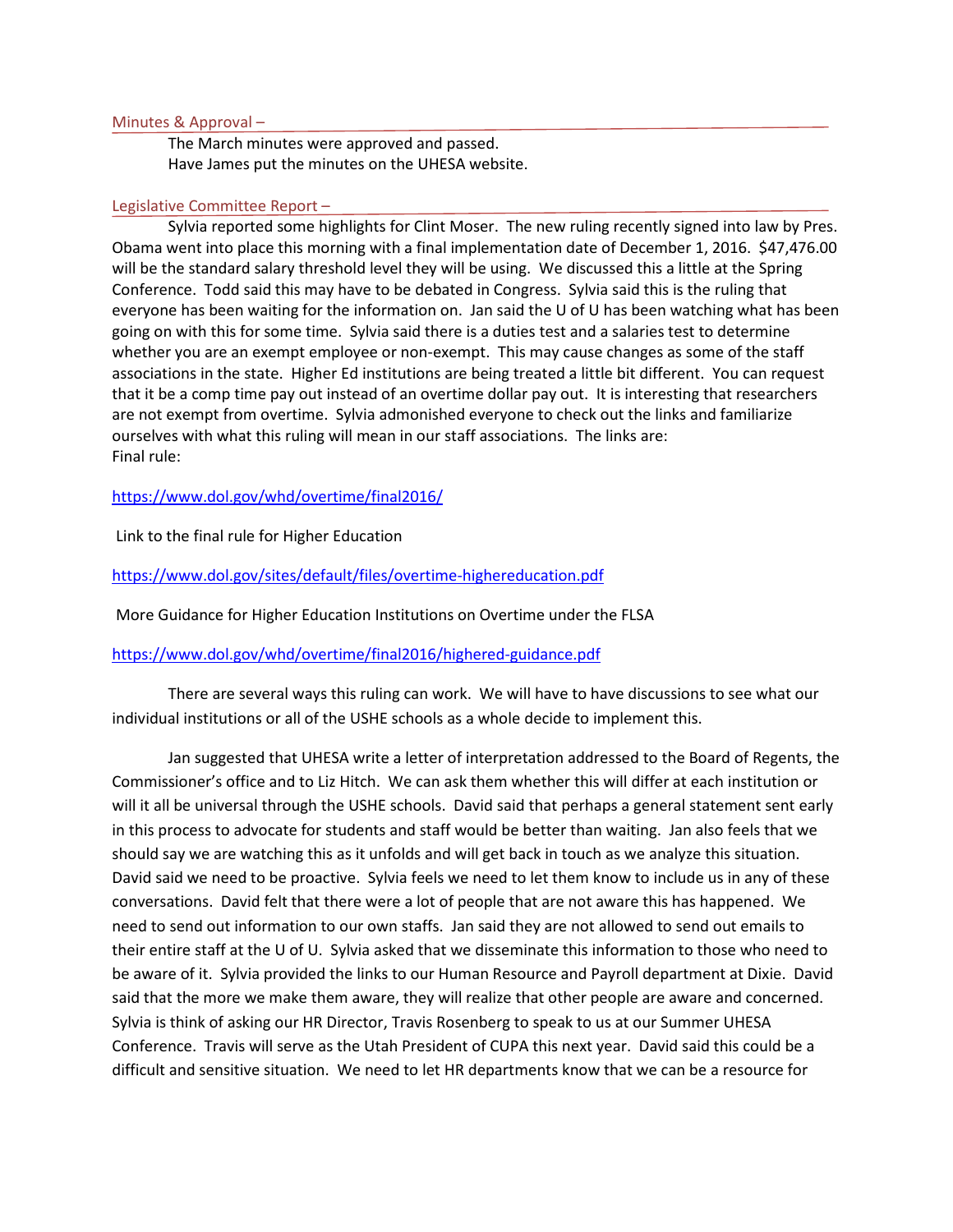## Minutes & Approval –

The March minutes were approved and passed.
Have James put the minutes on the UHESA website.

## Legislative Committee Report –

Sylvia reported some highlights for Clint Moser. The new ruling recently signed into law by Pres. Obama went into place this morning with a final implementation date of December 1, 2016. $47,476.00 will be the standard salary threshold level they will be using. We discussed this a little at the Spring Conference. Todd said this may have to be debated in Congress. Sylvia said this is the ruling that everyone has been waiting for the information on. Jan said the U of U has been watching what has been going on with this for some time. Sylvia said there is a duties test and a salaries test to determine whether you are an exempt employee or non-exempt. This may cause changes as some of the staff associations in the state. Higher Ed institutions are being treated a little bit different. You can request that it be a comp time pay out instead of an overtime dollar pay out. It is interesting that researchers are not exempt from overtime. Sylvia admonished everyone to check out the links and familiarize ourselves with what this ruling will mean in our staff associations. The links are:
Final rule:

https://www.dol.gov/whd/overtime/final2016/

Link to the final rule for Higher Education

https://www.dol.gov/sites/default/files/overtime-highereducation.pdf

More Guidance for Higher Education Institutions on Overtime under the FLSA

https://www.dol.gov/whd/overtime/final2016/highered-guidance.pdf

There are several ways this ruling can work. We will have to have discussions to see what our individual institutions or all of the USHE schools as a whole decide to implement this.

Jan suggested that UHESA write a letter of interpretation addressed to the Board of Regents, the Commissioner's office and to Liz Hitch. We can ask them whether this will differ at each institution or will it all be universal through the USHE schools. David said that perhaps a general statement sent early in this process to advocate for students and staff would be better than waiting. Jan also feels that we should say we are watching this as it unfolds and will get back in touch as we analyze this situation. David said we need to be proactive. Sylvia feels we need to let them know to include us in any of these conversations. David felt that there were a lot of people that are not aware this has happened. We need to send out information to our own staffs. Jan said they are not allowed to send out emails to their entire staff at the U of U. Sylvia asked that we disseminate this information to those who need to be aware of it. Sylvia provided the links to our Human Resource and Payroll department at Dixie. David said that the more we make them aware, they will realize that other people are aware and concerned. Sylvia is think of asking our HR Director, Travis Rosenberg to speak to us at our Summer UHESA Conference. Travis will serve as the Utah President of CUPA this next year. David said this could be a difficult and sensitive situation. We need to let HR departments know that we can be a resource for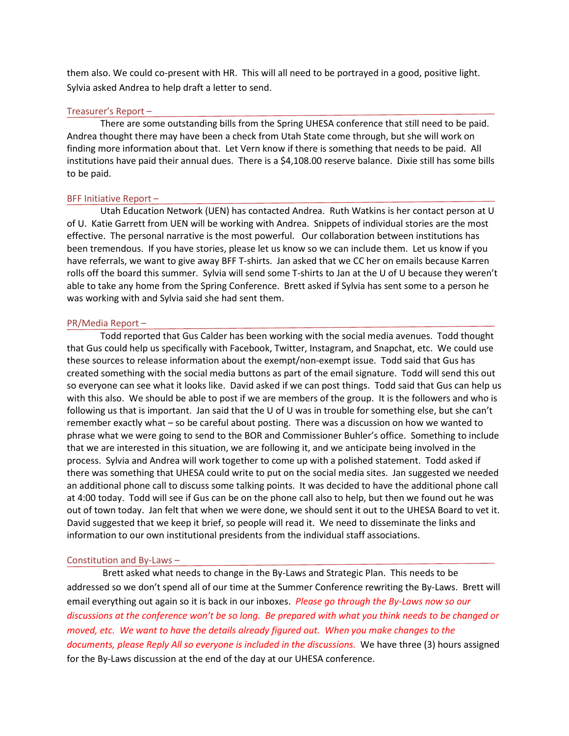them also. We could co-present with HR. This will all need to be portrayed in a good, positive light. Sylvia asked Andrea to help draft a letter to send.

## Treasurer's Report –

There are some outstanding bills from the Spring UHESA conference that still need to be paid. Andrea thought there may have been a check from Utah State come through, but she will work on finding more information about that. Let Vern know if there is something that needs to be paid. All institutions have paid their annual dues. There is a $4,108.00 reserve balance. Dixie still has some bills to be paid.

## BFF Initiative Report –

Utah Education Network (UEN) has contacted Andrea. Ruth Watkins is her contact person at U of U. Katie Garrett from UEN will be working with Andrea. Snippets of individual stories are the most effective. The personal narrative is the most powerful. Our collaboration between institutions has been tremendous. If you have stories, please let us know so we can include them. Let us know if you have referrals, we want to give away BFF T-shirts. Jan asked that we CC her on emails because Karren rolls off the board this summer. Sylvia will send some T-shirts to Jan at the U of U because they weren't able to take any home from the Spring Conference. Brett asked if Sylvia has sent some to a person he was working with and Sylvia said she had sent them.

## PR/Media Report –

Todd reported that Gus Calder has been working with the social media avenues. Todd thought that Gus could help us specifically with Facebook, Twitter, Instagram, and Snapchat, etc. We could use these sources to release information about the exempt/non-exempt issue. Todd said that Gus has created something with the social media buttons as part of the email signature. Todd will send this out so everyone can see what it looks like. David asked if we can post things. Todd said that Gus can help us with this also. We should be able to post if we are members of the group. It is the followers and who is following us that is important. Jan said that the U of U was in trouble for something else, but she can't remember exactly what – so be careful about posting. There was a discussion on how we wanted to phrase what we were going to send to the BOR and Commissioner Buhler's office. Something to include that we are interested in this situation, we are following it, and we anticipate being involved in the process. Sylvia and Andrea will work together to come up with a polished statement. Todd asked if there was something that UHESA could write to put on the social media sites. Jan suggested we needed an additional phone call to discuss some talking points. It was decided to have the additional phone call at 4:00 today. Todd will see if Gus can be on the phone call also to help, but then we found out he was out of town today. Jan felt that when we were done, we should sent it out to the UHESA Board to vet it. David suggested that we keep it brief, so people will read it. We need to disseminate the links and information to our own institutional presidents from the individual staff associations.

## Constitution and By-Laws –

Brett asked what needs to change in the By-Laws and Strategic Plan. This needs to be addressed so we don't spend all of our time at the Summer Conference rewriting the By-Laws. Brett will email everything out again so it is back in our inboxes. *Please go through the By-Laws now so our discussions at the conference won't be so long. Be prepared with what you think needs to be changed or moved, etc. We want to have the details already figured out. When you make changes to the documents, please Reply All so everyone is included in the discussions.* We have three (3) hours assigned for the By-Laws discussion at the end of the day at our UHESA conference.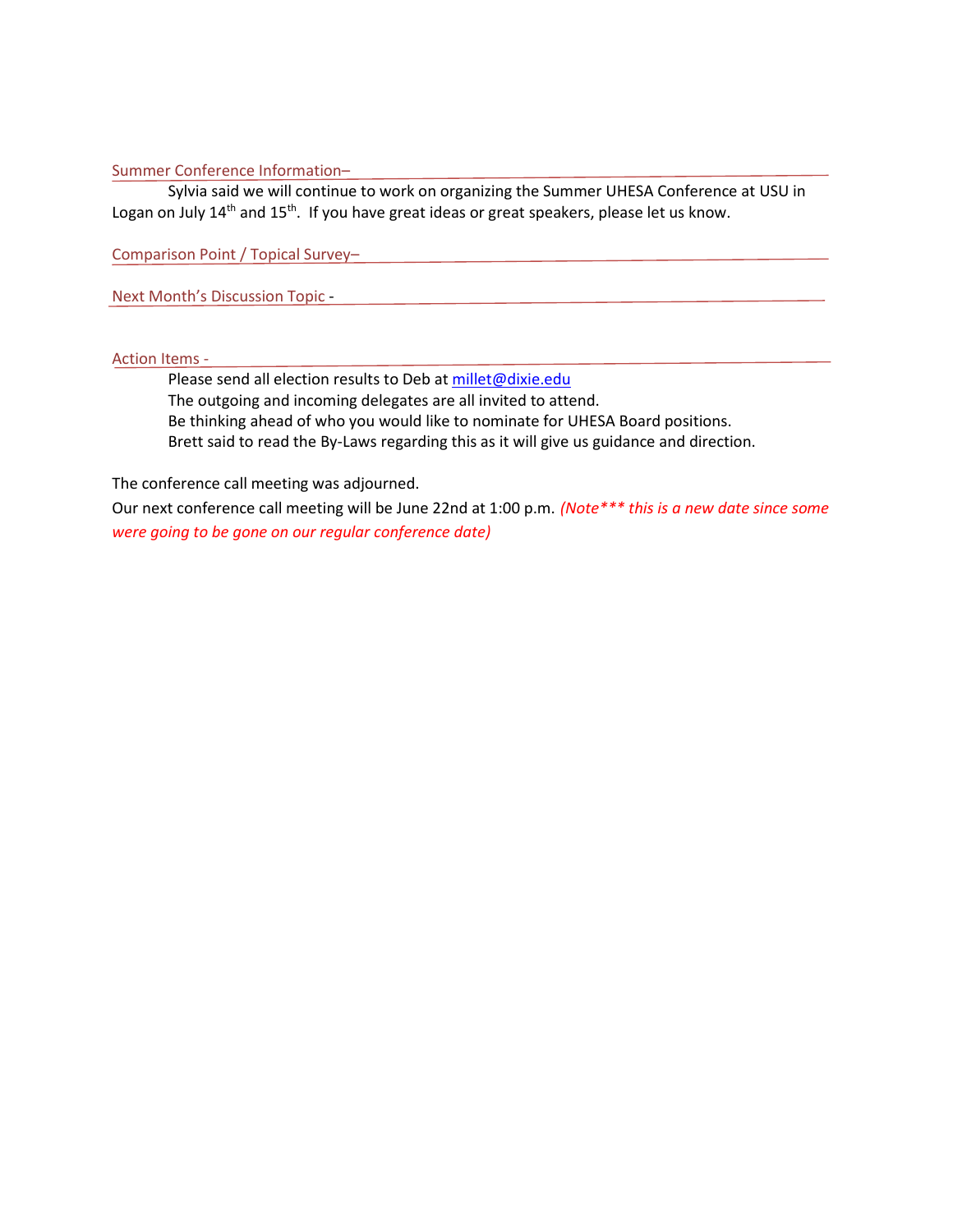### Summer Conference Information–

Sylvia said we will continue to work on organizing the Summer UHESA Conference at USU in Logan on July 14th and 15th. If you have great ideas or great speakers, please let us know.

### Comparison Point / Topical Survey–

### Next Month's Discussion Topic -

### Action Items -

Please send all election results to Deb at millet@dixie.edu
The outgoing and incoming delegates are all invited to attend.
Be thinking ahead of who you would like to nominate for UHESA Board positions.
Brett said to read the By-Laws regarding this as it will give us guidance and direction.

The conference call meeting was adjourned.

Our next conference call meeting will be June 22nd at 1:00 p.m. *(Note*** this is a new date since some were going to be gone on our regular conference date)*